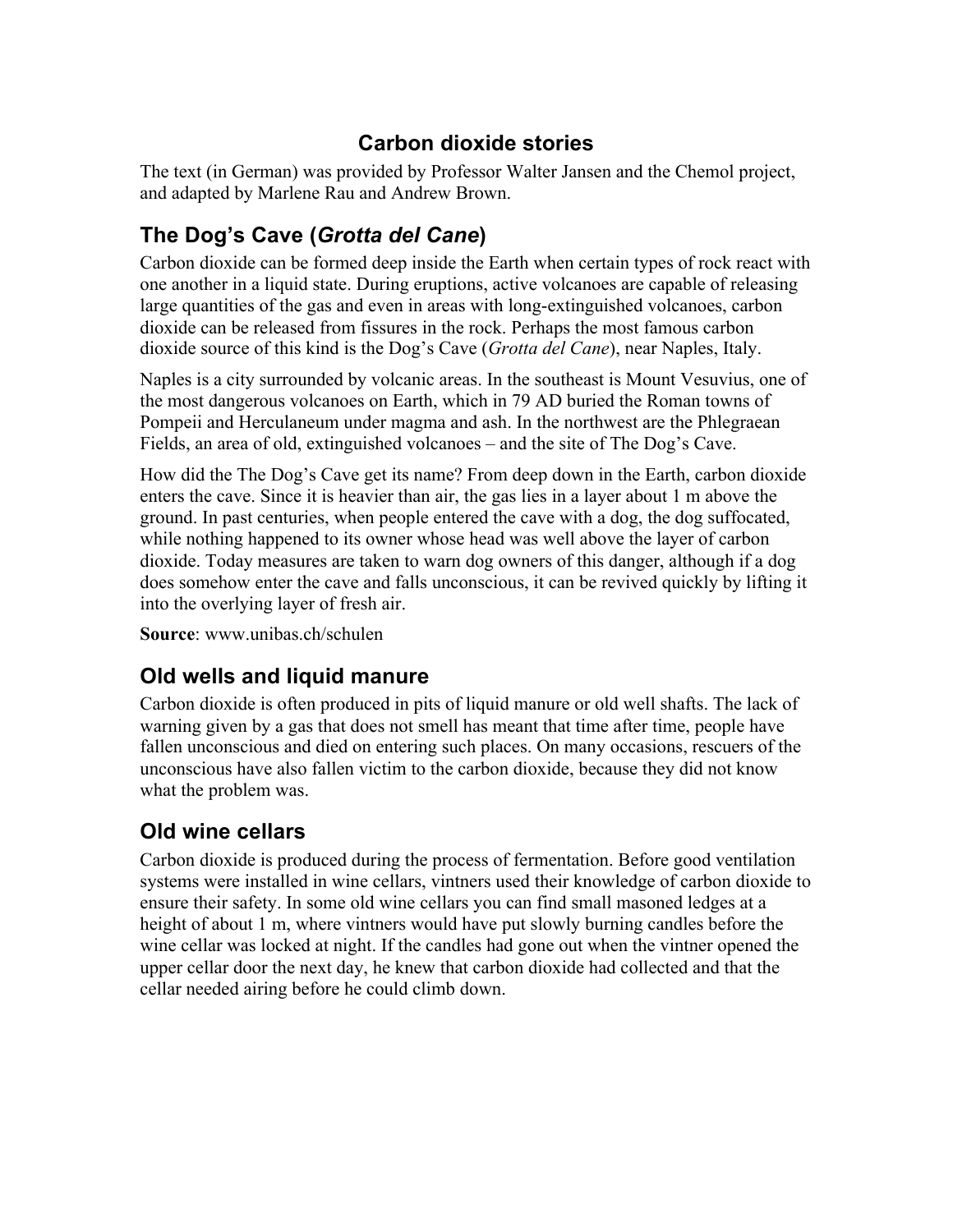# Carbon dioxide stories

The text (in German) was provided by Professor Walter Jansen and the Chemol project, and adapted by Marlene Rau and Andrew Brown.

## The Dog's Cave (*Grotta del Cane*)

Carbon dioxide can be formed deep inside the Earth when certain types of rock react with one another in a liquid state. During eruptions, active volcanoes are capable of releasing large quantities of the gas and even in areas with long-extinguished volcanoes, carbon dioxide can be released from fissures in the rock. Perhaps the most famous carbon dioxide source of this kind is the Dog's Cave (*Grotta del Cane*), near Naples, Italy.

Naples is a city surrounded by volcanic areas. In the southeast is Mount Vesuvius, one of the most dangerous volcanoes on Earth, which in 79 AD buried the Roman towns of Pompeii and Herculaneum under magma and ash. In the northwest are the Phlegraean Fields, an area of old, extinguished volcanoes – and the site of The Dog's Cave.

How did the The Dog's Cave get its name? From deep down in the Earth, carbon dioxide enters the cave. Since it is heavier than air, the gas lies in a layer about 1 m above the ground. In past centuries, when people entered the cave with a dog, the dog suffocated, while nothing happened to its owner whose head was well above the layer of carbon dioxide. Today measures are taken to warn dog owners of this danger, although if a dog does somehow enter the cave and falls unconscious, it can be revived quickly by lifting it into the overlying layer of fresh air.

**Source**: www.unibas.ch/schulen

## Old wells and liquid manure

Carbon dioxide is often produced in pits of liquid manure or old well shafts. The lack of warning given by a gas that does not smell has meant that time after time, people have fallen unconscious and died on entering such places. On many occasions, rescuers of the unconscious have also fallen victim to the carbon dioxide, because they did not know what the problem was.

## Old wine cellars

Carbon dioxide is produced during the process of fermentation. Before good ventilation systems were installed in wine cellars, vintners used their knowledge of carbon dioxide to ensure their safety. In some old wine cellars you can find small masoned ledges at a height of about 1 m, where vintners would have put slowly burning candles before the wine cellar was locked at night. If the candles had gone out when the vintner opened the upper cellar door the next day, he knew that carbon dioxide had collected and that the cellar needed airing before he could climb down.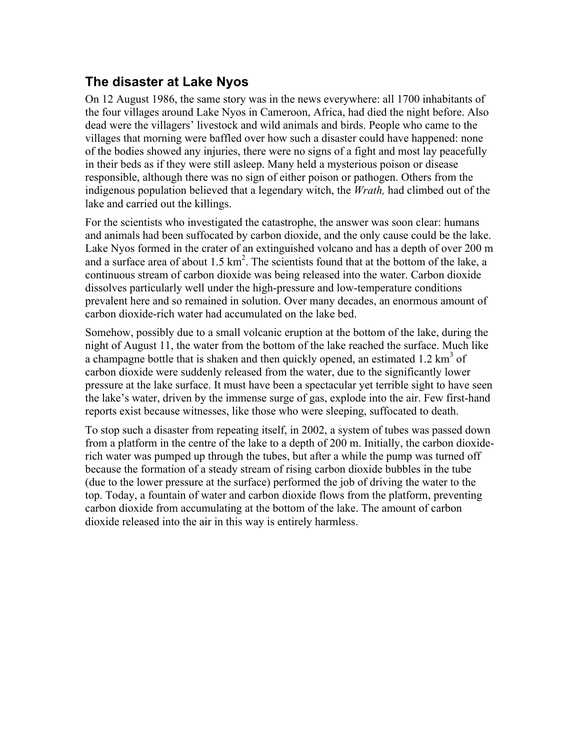## The disaster at Lake Nyos

On 12 August 1986, the same story was in the news everywhere: all 1700 inhabitants of the four villages around Lake Nyos in Cameroon, Africa, had died the night before. Also dead were the villagers' livestock and wild animals and birds. People who came to the villages that morning were baffled over how such a disaster could have happened: none of the bodies showed any injuries, there were no signs of a fight and most lay peacefully in their beds as if they were still asleep. Many held a mysterious poison or disease responsible, although there was no sign of either poison or pathogen. Others from the indigenous population believed that a legendary witch, the *Wrath,* had climbed out of the lake and carried out the killings.

For the scientists who investigated the catastrophe, the answer was soon clear: humans and animals had been suffocated by carbon dioxide, and the only cause could be the lake. Lake Nyos formed in the crater of an extinguished volcano and has a depth of over 200 m and a surface area of about 1.5 $km^2$. The scientists found that at the bottom of the lake, a continuous stream of carbon dioxide was being released into the water. Carbon dioxide dissolves particularly well under the high-pressure and low-temperature conditions prevalent here and so remained in solution. Over many decades, an enormous amount of carbon dioxide-rich water had accumulated on the lake bed.

Somehow, possibly due to a small volcanic eruption at the bottom of the lake, during the night of August 11, the water from the bottom of the lake reached the surface. Much like a champagne bottle that is shaken and then quickly opened, an estimated 1.2 $km^3$ of carbon dioxide were suddenly released from the water, due to the significantly lower pressure at the lake surface. It must have been a spectacular yet terrible sight to have seen the lake's water, driven by the immense surge of gas, explode into the air. Few first-hand reports exist because witnesses, like those who were sleeping, suffocated to death.

To stop such a disaster from repeating itself, in 2002, a system of tubes was passed down from a platform in the centre of the lake to a depth of 200 m. Initially, the carbon dioxide-rich water was pumped up through the tubes, but after a while the pump was turned off because the formation of a steady stream of rising carbon dioxide bubbles in the tube (due to the lower pressure at the surface) performed the job of driving the water to the top. Today, a fountain of water and carbon dioxide flows from the platform, preventing carbon dioxide from accumulating at the bottom of the lake. The amount of carbon dioxide released into the air in this way is entirely harmless.